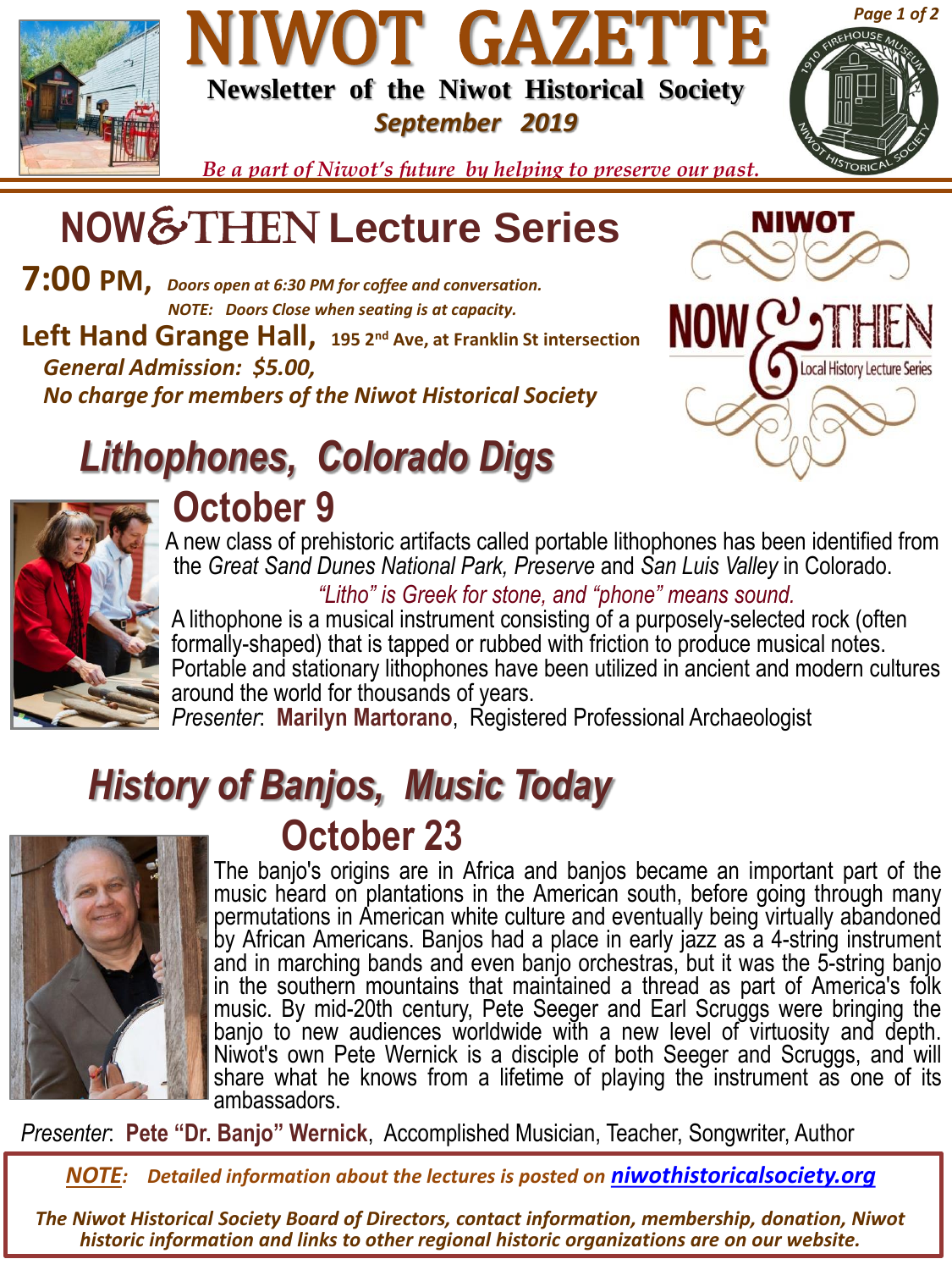# NIWOT GAZETTE

**Newsletter of the Niwot Historical Society**

***September 2019***

*Be a part of Niwot's future by helping to preserve our past.*

## NOW&THEN Lecture Series

**7:00 PM,** *Doors open at 6:30 PM for coffee and conversation.*
*NOTE: Doors Close when seating is at capacity.*

**Left Hand Grange Hall,** **195 2nd Ave, at Franklin St intersection**

***General Admission: $5.00,***

***No charge for members of the Niwot Historical Society***

## *Lithophones, Colorado Digs*

### October 9

A new class of prehistoric artifacts called portable lithophones has been identified from the *Great Sand Dunes National Park, Preserve* and *San Luis Valley* in Colorado.

*"Litho" is Greek for stone, and "phone" means sound.*

A lithophone is a musical instrument consisting of a purposely-selected rock (often formally-shaped) that is tapped or rubbed with friction to produce musical notes. Portable and stationary lithophones have been utilized in ancient and modern cultures around the world for thousands of years.

*Presenter*: **Marilyn Martorano**, Registered Professional Archaeologist

## *History of Banjos, Music Today*

### October 23

The banjo's origins are in Africa and banjos became an important part of the music heard on plantations in the American south, before going through many permutations in American white culture and eventually being virtually abandoned by African Americans. Banjos had a place in early jazz as a 4-string instrument and in marching bands and even banjo orchestras, but it was the 5-string banjo in the southern mountains that maintained a thread as part of America's folk music. By mid-20th century, Pete Seeger and Earl Scruggs were bringing the banjo to new audiences worldwide with a new level of virtuosity and depth. Niwot's own Pete Wernick is a disciple of both Seeger and Scruggs, and will share what he knows from a lifetime of playing the instrument as one of its ambassadors.

*Presenter*: **Pete "Dr. Banjo" Wernick**, Accomplished Musician, Teacher, Songwriter, Author

***NOTE**: Detailed information about the lectures is posted on **niwothistoricalsociety.org***

*The Niwot Historical Society Board of Directors, contact information, membership, donation, Niwot historic information and links to other regional historic organizations are on our website.*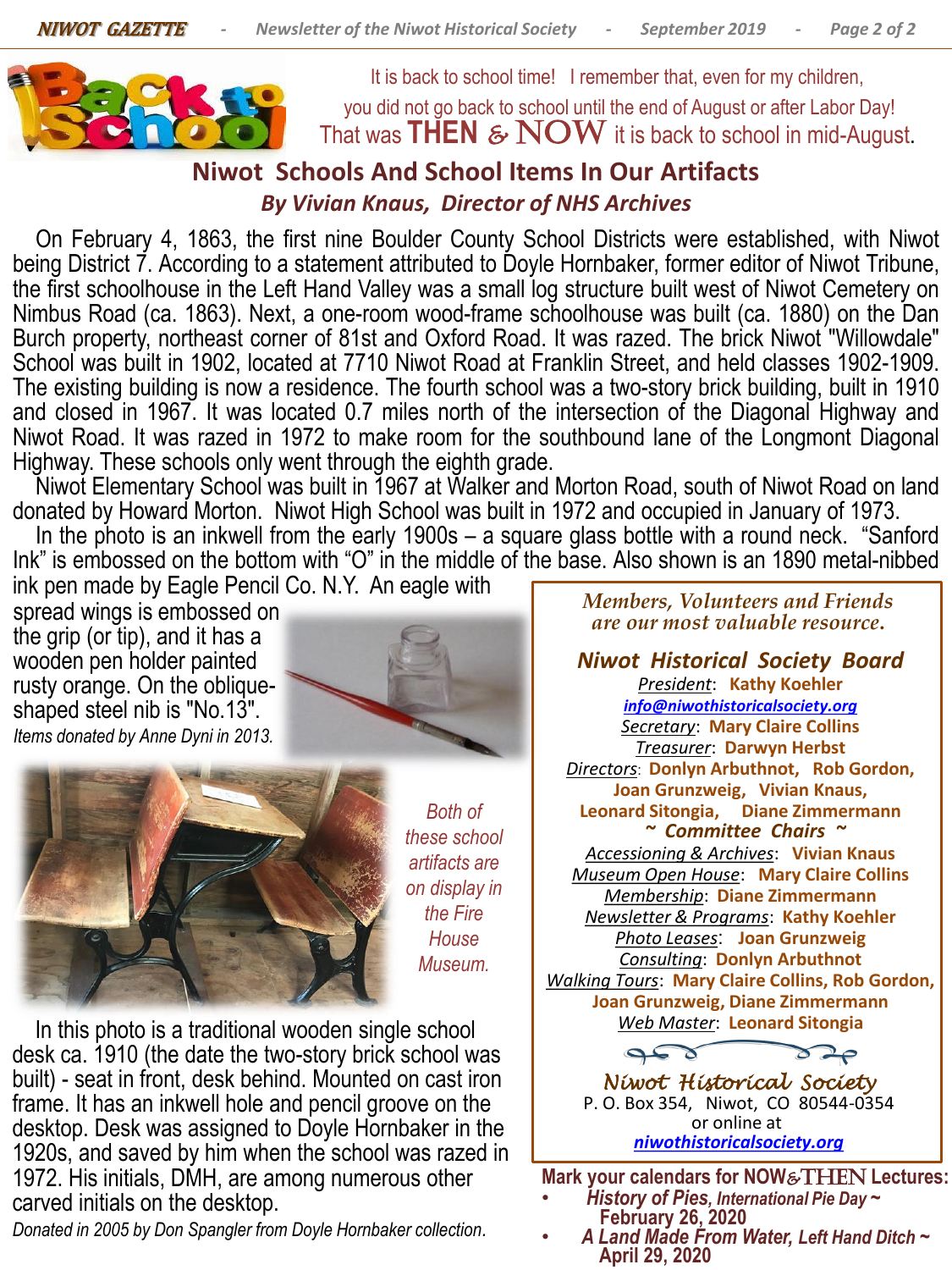It is back to school time! I remember that, even for my children, you did not go back to school until the end of August or after Labor Day! That was **THEN** & **NOW** it is back to school in mid-August.

## Niwot Schools And School Items In Our Artifacts

### *By Vivian Knaus, Director of NHS Archives*

On February 4, 1863, the first nine Boulder County School Districts were established, with Niwot being District 7. According to a statement attributed to Doyle Hornbaker, former editor of Niwot Tribune, the first schoolhouse in the Left Hand Valley was a small log structure built west of Niwot Cemetery on Nimbus Road (ca. 1863). Next, a one-room wood-frame schoolhouse was built (ca. 1880) on the Dan Burch property, northeast corner of 81st and Oxford Road. It was razed. The brick Niwot "Willowdale" School was built in 1902, located at 7710 Niwot Road at Franklin Street, and held classes 1902-1909. The existing building is now a residence. The fourth school was a two-story brick building, built in 1910 and closed in 1967. It was located 0.7 miles north of the intersection of the Diagonal Highway and Niwot Road. It was razed in 1972 to make room for the southbound lane of the Longmont Diagonal Highway. These schools only went through the eighth grade.

Niwot Elementary School was built in 1967 at Walker and Morton Road, south of Niwot Road on land donated by Howard Morton. Niwot High School was built in 1972 and occupied in January of 1973.

In the photo is an inkwell from the early 1900s – a square glass bottle with a round neck. "Sanford Ink" is embossed on the bottom with "O" in the middle of the base. Also shown is an 1890 metal-nibbed ink pen made by Eagle Pencil Co. N.Y. An eagle with spread wings is embossed on the grip (or tip), and it has a wooden pen holder painted rusty orange. On the oblique-shaped steel nib is "No.13".

*Items donated by Anne Dyni in 2013.*

*Both of these school artifacts are on display in the Fire House Museum.*

In this photo is a traditional wooden single school desk ca. 1910 (the date the two-story brick school was built) - seat in front, desk behind. Mounted on cast iron frame. It has an inkwell hole and pencil groove on the desktop. Desk was assigned to Doyle Hornbaker in the 1920s, and saved by him when the school was razed in 1972. His initials, DMH, are among numerous other carved initials on the desktop.

*Donated in 2005 by Don Spangler from Doyle Hornbaker collection.*

---

*Members, Volunteers and Friends are our most valuable resource.*

### *Niwot Historical Society Board*

President: **Kathy Koehler**
info@niwothistoricalsociety.org
Secretary: **Mary Claire Collins**
Treasurer: **Darwyn Herbst**
Directors: **Donlyn Arbuthnot, Rob Gordon, Joan Grunzweig, Vivian Knaus, Leonard Sitongia, Diane Zimmermann**

*~ Committee Chairs ~*

Accessioning & Archives: **Vivian Knaus**
Museum Open House: **Mary Claire Collins**
Membership: **Diane Zimmermann**
Newsletter & Programs: **Kathy Koehler**
Photo Leases: **Joan Grunzweig**
Consulting: **Donlyn Arbuthnot**
Walking Tours: **Mary Claire Collins, Rob Gordon, Joan Grunzweig, Diane Zimmermann**
Web Master: **Leonard Sitongia**

*Niwot Historical Society*
P. O. Box 354, Niwot, CO 80544-0354
or online at
niwothistoricalsociety.org

---

**Mark your calendars for NOW&THEN Lectures:**

- ***History of Pies**, International Pie Day ~* **February 26, 2020**
- ***A Land Made From Water**, Left Hand Ditch ~* **April 29, 2020**